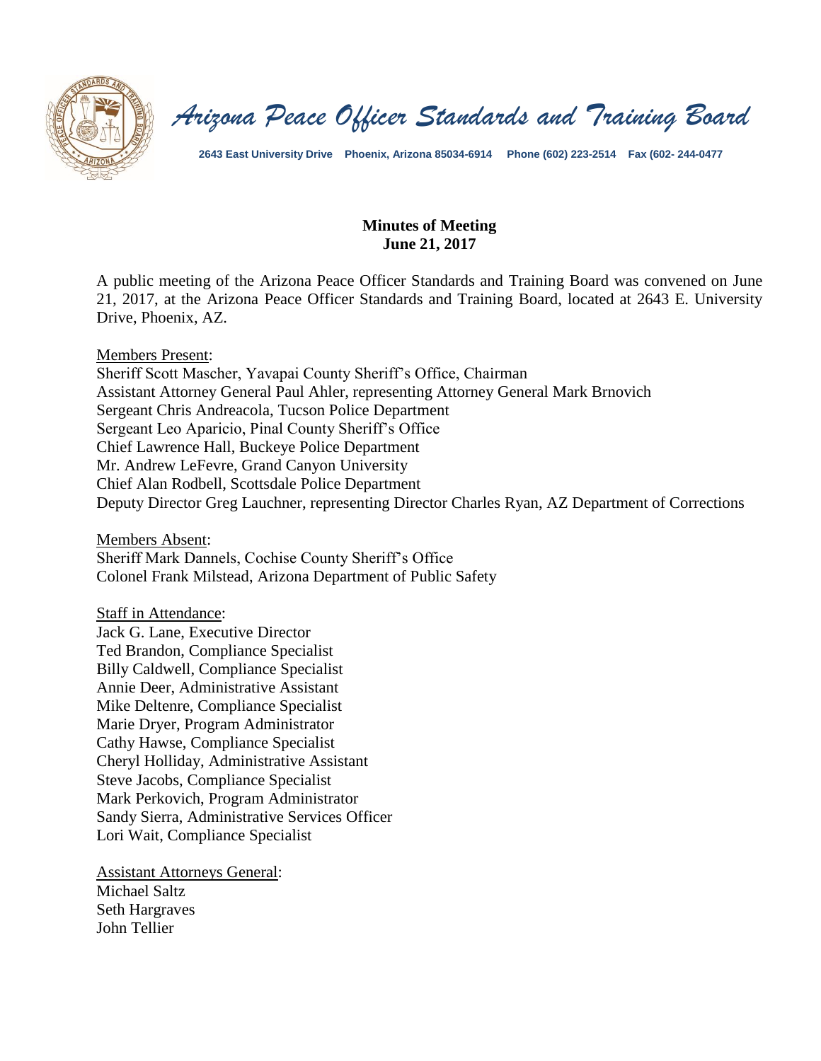# Arizona Peace Officer Standards and Training Board

**2643 East University Drive    Phoenix, Arizona 85034-6914    Phone (602) 223-2514    Fax (602- 244-0477**

**Minutes of Meeting**
**June 21, 2017**

A public meeting of the Arizona Peace Officer Standards and Training Board was convened on June 21, 2017, at the Arizona Peace Officer Standards and Training Board, located at 2643 E. University Drive, Phoenix, AZ.

Members Present:
Sheriff Scott Mascher, Yavapai County Sheriff's Office, Chairman
Assistant Attorney General Paul Ahler, representing Attorney General Mark Brnovich
Sergeant Chris Andreacola, Tucson Police Department
Sergeant Leo Aparicio, Pinal County Sheriff's Office
Chief Lawrence Hall, Buckeye Police Department
Mr. Andrew LeFevre, Grand Canyon University
Chief Alan Rodbell, Scottsdale Police Department
Deputy Director Greg Lauchner, representing Director Charles Ryan, AZ Department of Corrections

Members Absent:
Sheriff Mark Dannels, Cochise County Sheriff's Office
Colonel Frank Milstead, Arizona Department of Public Safety

Staff in Attendance:
Jack G. Lane, Executive Director
Ted Brandon, Compliance Specialist
Billy Caldwell, Compliance Specialist
Annie Deer, Administrative Assistant
Mike Deltenre, Compliance Specialist
Marie Dryer, Program Administrator
Cathy Hawse, Compliance Specialist
Cheryl Holliday, Administrative Assistant
Steve Jacobs, Compliance Specialist
Mark Perkovich, Program Administrator
Sandy Sierra, Administrative Services Officer
Lori Wait, Compliance Specialist

Assistant Attorneys General:
Michael Saltz
Seth Hargraves
John Tellier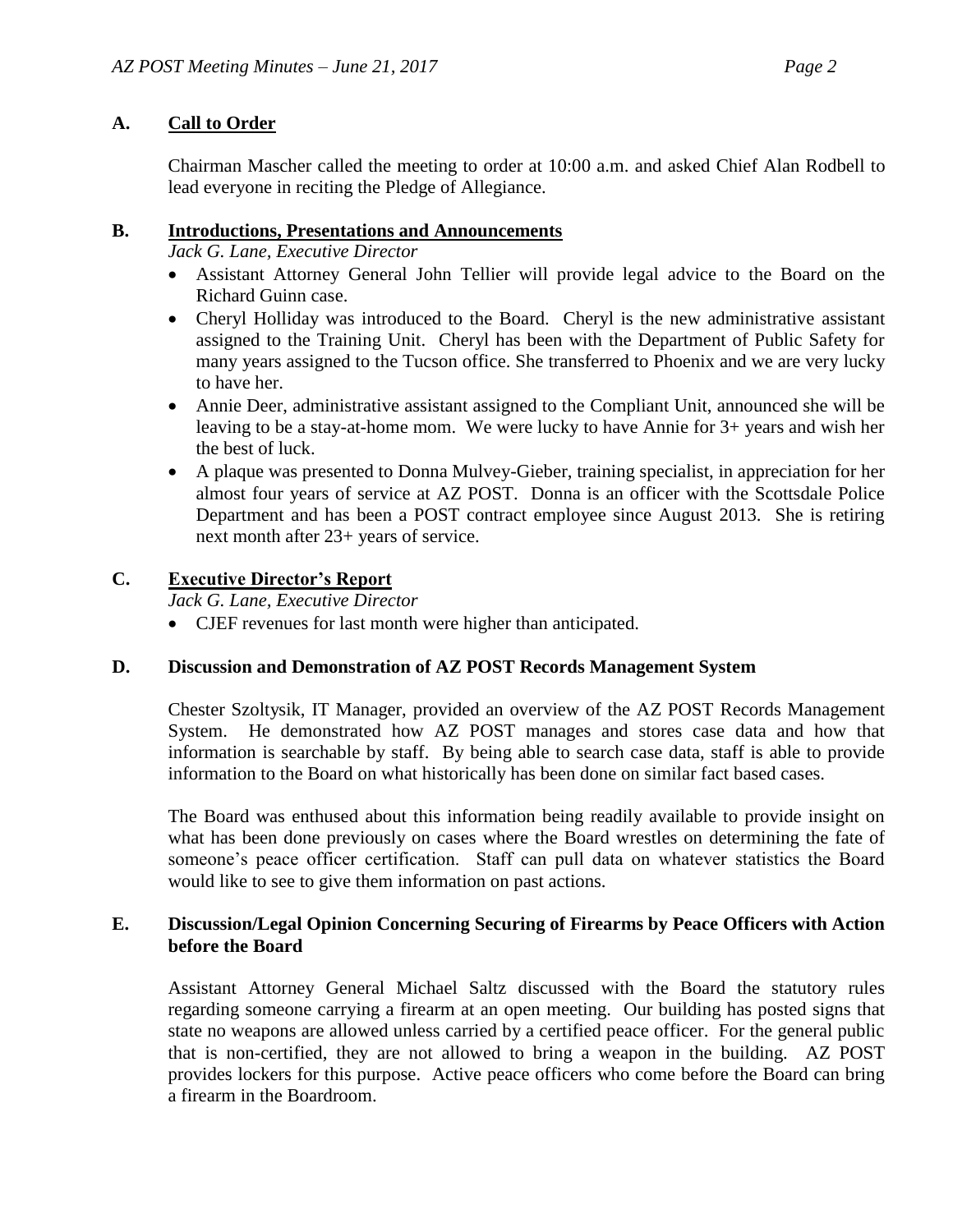## A. Call to Order

Chairman Mascher called the meeting to order at 10:00 a.m. and asked Chief Alan Rodbell to lead everyone in reciting the Pledge of Allegiance.

## B. Introductions, Presentations and Announcements

*Jack G. Lane, Executive Director*

- Assistant Attorney General John Tellier will provide legal advice to the Board on the Richard Guinn case.
- Cheryl Holliday was introduced to the Board. Cheryl is the new administrative assistant assigned to the Training Unit. Cheryl has been with the Department of Public Safety for many years assigned to the Tucson office. She transferred to Phoenix and we are very lucky to have her.
- Annie Deer, administrative assistant assigned to the Compliant Unit, announced she will be leaving to be a stay-at-home mom. We were lucky to have Annie for 3+ years and wish her the best of luck.
- A plaque was presented to Donna Mulvey-Gieber, training specialist, in appreciation for her almost four years of service at AZ POST. Donna is an officer with the Scottsdale Police Department and has been a POST contract employee since August 2013. She is retiring next month after 23+ years of service.

## C. Executive Director's Report

*Jack G. Lane, Executive Director*

- CJEF revenues for last month were higher than anticipated.

## D. Discussion and Demonstration of AZ POST Records Management System

Chester Szoltysik, IT Manager, provided an overview of the AZ POST Records Management System. He demonstrated how AZ POST manages and stores case data and how that information is searchable by staff. By being able to search case data, staff is able to provide information to the Board on what historically has been done on similar fact based cases.

The Board was enthused about this information being readily available to provide insight on what has been done previously on cases where the Board wrestles on determining the fate of someone's peace officer certification. Staff can pull data on whatever statistics the Board would like to see to give them information on past actions.

## E. Discussion/Legal Opinion Concerning Securing of Firearms by Peace Officers with Action before the Board

Assistant Attorney General Michael Saltz discussed with the Board the statutory rules regarding someone carrying a firearm at an open meeting. Our building has posted signs that state no weapons are allowed unless carried by a certified peace officer. For the general public that is non-certified, they are not allowed to bring a weapon in the building. AZ POST provides lockers for this purpose. Active peace officers who come before the Board can bring a firearm in the Boardroom.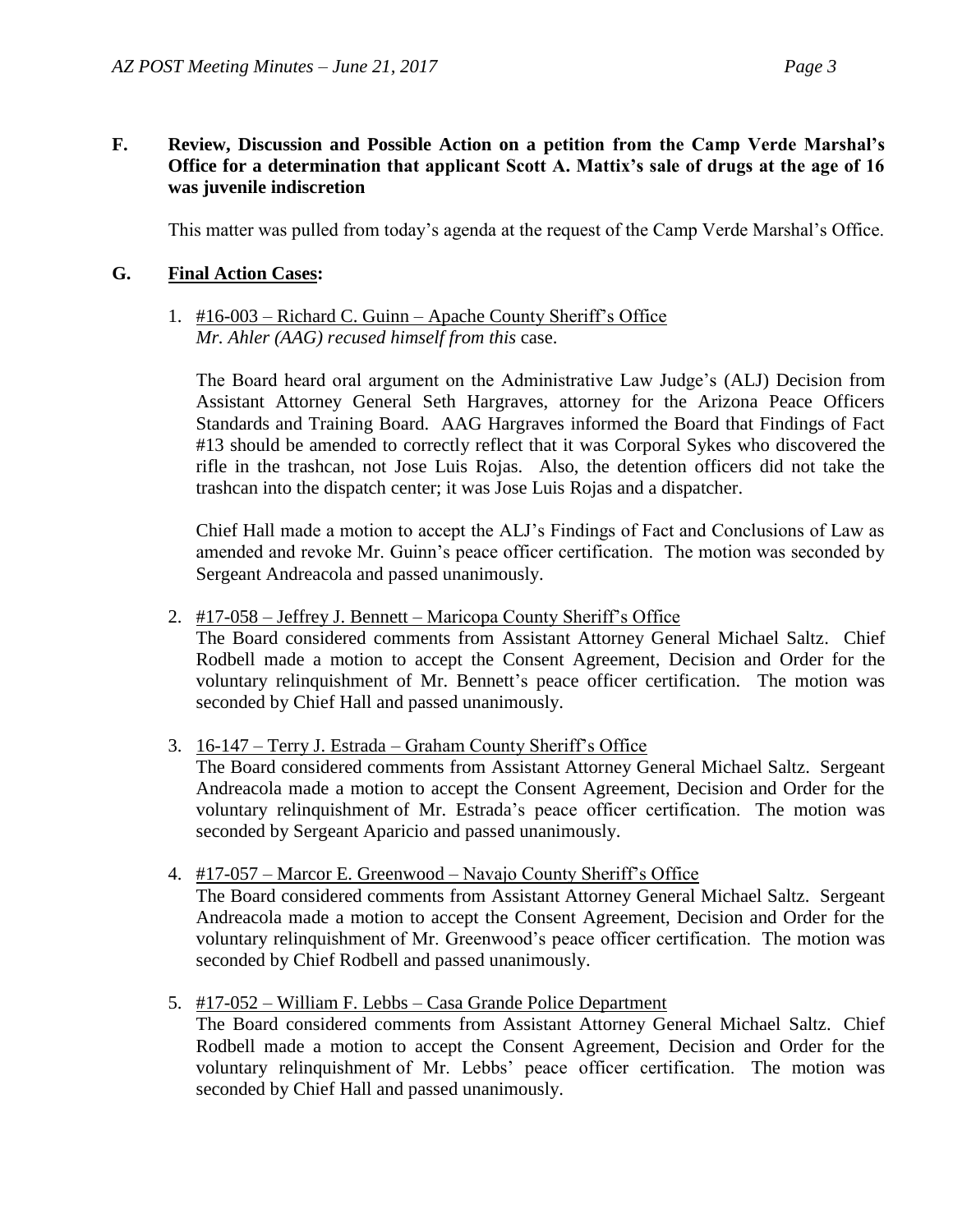**F. Review, Discussion and Possible Action on a petition from the Camp Verde Marshal's Office for a determination that applicant Scott A. Mattix's sale of drugs at the age of 16 was juvenile indiscretion**

This matter was pulled from today's agenda at the request of the Camp Verde Marshal's Office.

**G. Final Action Cases:**

1. #16-003 – Richard C. Guinn – Apache County Sheriff's Office
   *Mr. Ahler (AAG) recused himself from this* case.

   The Board heard oral argument on the Administrative Law Judge's (ALJ) Decision from Assistant Attorney General Seth Hargraves, attorney for the Arizona Peace Officers Standards and Training Board. AAG Hargraves informed the Board that Findings of Fact #13 should be amended to correctly reflect that it was Corporal Sykes who discovered the rifle in the trashcan, not Jose Luis Rojas. Also, the detention officers did not take the trashcan into the dispatch center; it was Jose Luis Rojas and a dispatcher.

   Chief Hall made a motion to accept the ALJ's Findings of Fact and Conclusions of Law as amended and revoke Mr. Guinn's peace officer certification. The motion was seconded by Sergeant Andreacola and passed unanimously.

2. #17-058 – Jeffrey J. Bennett – Maricopa County Sheriff's Office
   The Board considered comments from Assistant Attorney General Michael Saltz. Chief Rodbell made a motion to accept the Consent Agreement, Decision and Order for the voluntary relinquishment of Mr. Bennett's peace officer certification. The motion was seconded by Chief Hall and passed unanimously.

3. 16-147 – Terry J. Estrada – Graham County Sheriff's Office
   The Board considered comments from Assistant Attorney General Michael Saltz. Sergeant Andreacola made a motion to accept the Consent Agreement, Decision and Order for the voluntary relinquishment of Mr. Estrada's peace officer certification. The motion was seconded by Sergeant Aparicio and passed unanimously.

4. #17-057 – Marcor E. Greenwood – Navajo County Sheriff's Office
   The Board considered comments from Assistant Attorney General Michael Saltz. Sergeant Andreacola made a motion to accept the Consent Agreement, Decision and Order for the voluntary relinquishment of Mr. Greenwood's peace officer certification. The motion was seconded by Chief Rodbell and passed unanimously.

5. #17-052 – William F. Lebbs – Casa Grande Police Department
   The Board considered comments from Assistant Attorney General Michael Saltz. Chief Rodbell made a motion to accept the Consent Agreement, Decision and Order for the voluntary relinquishment of Mr. Lebbs' peace officer certification. The motion was seconded by Chief Hall and passed unanimously.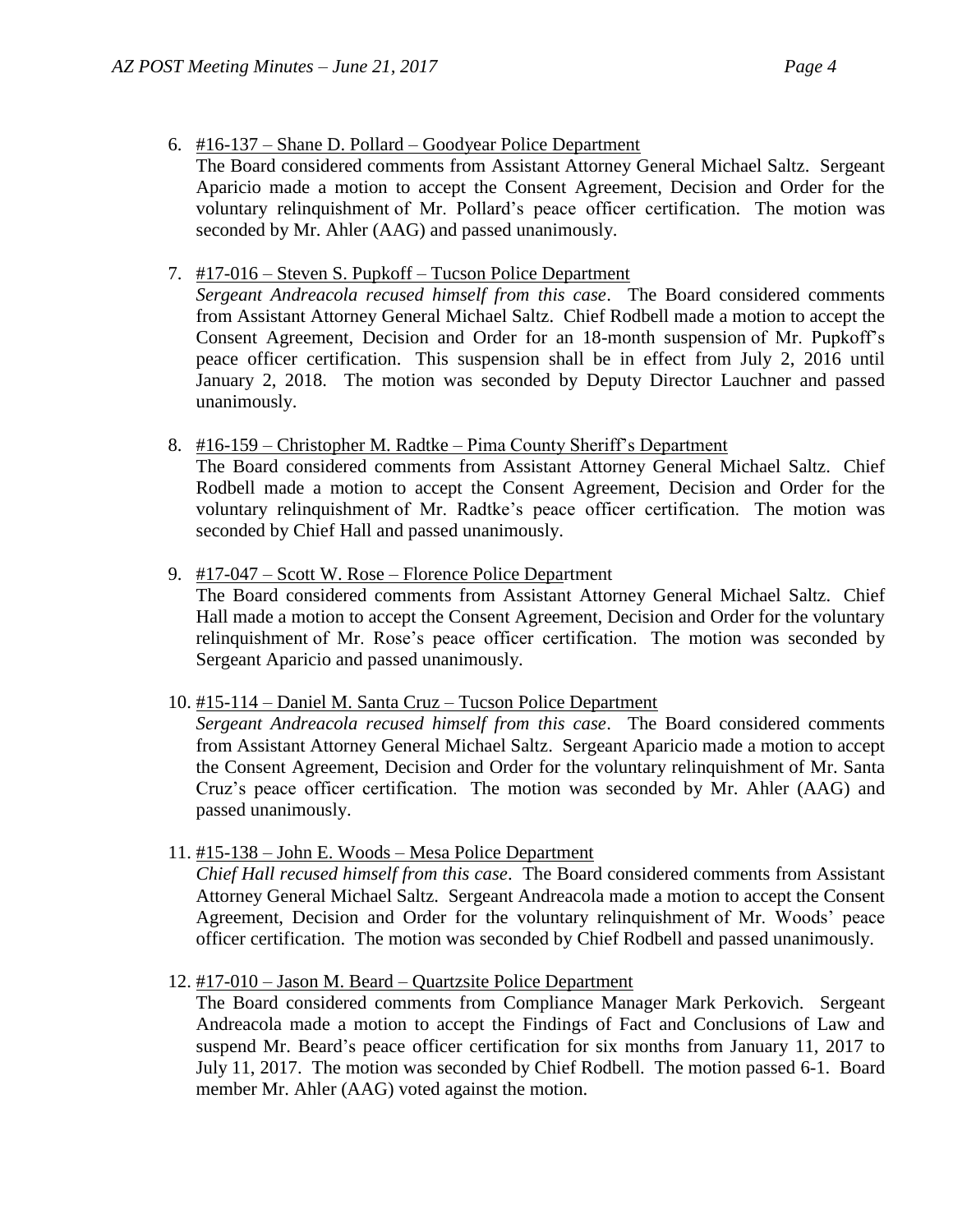6. <u>#16-137 – Shane D. Pollard – Goodyear Police Department</u>
   The Board considered comments from Assistant Attorney General Michael Saltz. Sergeant Aparicio made a motion to accept the Consent Agreement, Decision and Order for the voluntary relinquishment of Mr. Pollard's peace officer certification. The motion was seconded by Mr. Ahler (AAG) and passed unanimously.

7. <u>#17-016 – Steven S. Pupkoff – Tucson Police Department</u>
   *Sergeant Andreacola recused himself from this case*. The Board considered comments from Assistant Attorney General Michael Saltz. Chief Rodbell made a motion to accept the Consent Agreement, Decision and Order for an 18-month suspension of Mr. Pupkoff's peace officer certification. This suspension shall be in effect from July 2, 2016 until January 2, 2018. The motion was seconded by Deputy Director Lauchner and passed unanimously.

8. <u>#16-159 – Christopher M. Radtke – Pima County Sheriff's Department</u>
   The Board considered comments from Assistant Attorney General Michael Saltz. Chief Rodbell made a motion to accept the Consent Agreement, Decision and Order for the voluntary relinquishment of Mr. Radtke's peace officer certification. The motion was seconded by Chief Hall and passed unanimously.

9. <u>#17-047 – Scott W. Rose – Florence Police Department</u>
   The Board considered comments from Assistant Attorney General Michael Saltz. Chief Hall made a motion to accept the Consent Agreement, Decision and Order for the voluntary relinquishment of Mr. Rose's peace officer certification. The motion was seconded by Sergeant Aparicio and passed unanimously.

10. <u>#15-114 – Daniel M. Santa Cruz – Tucson Police Department</u>
    *Sergeant Andreacola recused himself from this case*. The Board considered comments from Assistant Attorney General Michael Saltz. Sergeant Aparicio made a motion to accept the Consent Agreement, Decision and Order for the voluntary relinquishment of Mr. Santa Cruz's peace officer certification. The motion was seconded by Mr. Ahler (AAG) and passed unanimously.

11. <u>#15-138 – John E. Woods – Mesa Police Department</u>
    *Chief Hall recused himself from this case*. The Board considered comments from Assistant Attorney General Michael Saltz. Sergeant Andreacola made a motion to accept the Consent Agreement, Decision and Order for the voluntary relinquishment of Mr. Woods' peace officer certification. The motion was seconded by Chief Rodbell and passed unanimously.

12. <u>#17-010 – Jason M. Beard – Quartzsite Police Department</u>
    The Board considered comments from Compliance Manager Mark Perkovich. Sergeant Andreacola made a motion to accept the Findings of Fact and Conclusions of Law and suspend Mr. Beard's peace officer certification for six months from January 11, 2017 to July 11, 2017. The motion was seconded by Chief Rodbell. The motion passed 6-1. Board member Mr. Ahler (AAG) voted against the motion.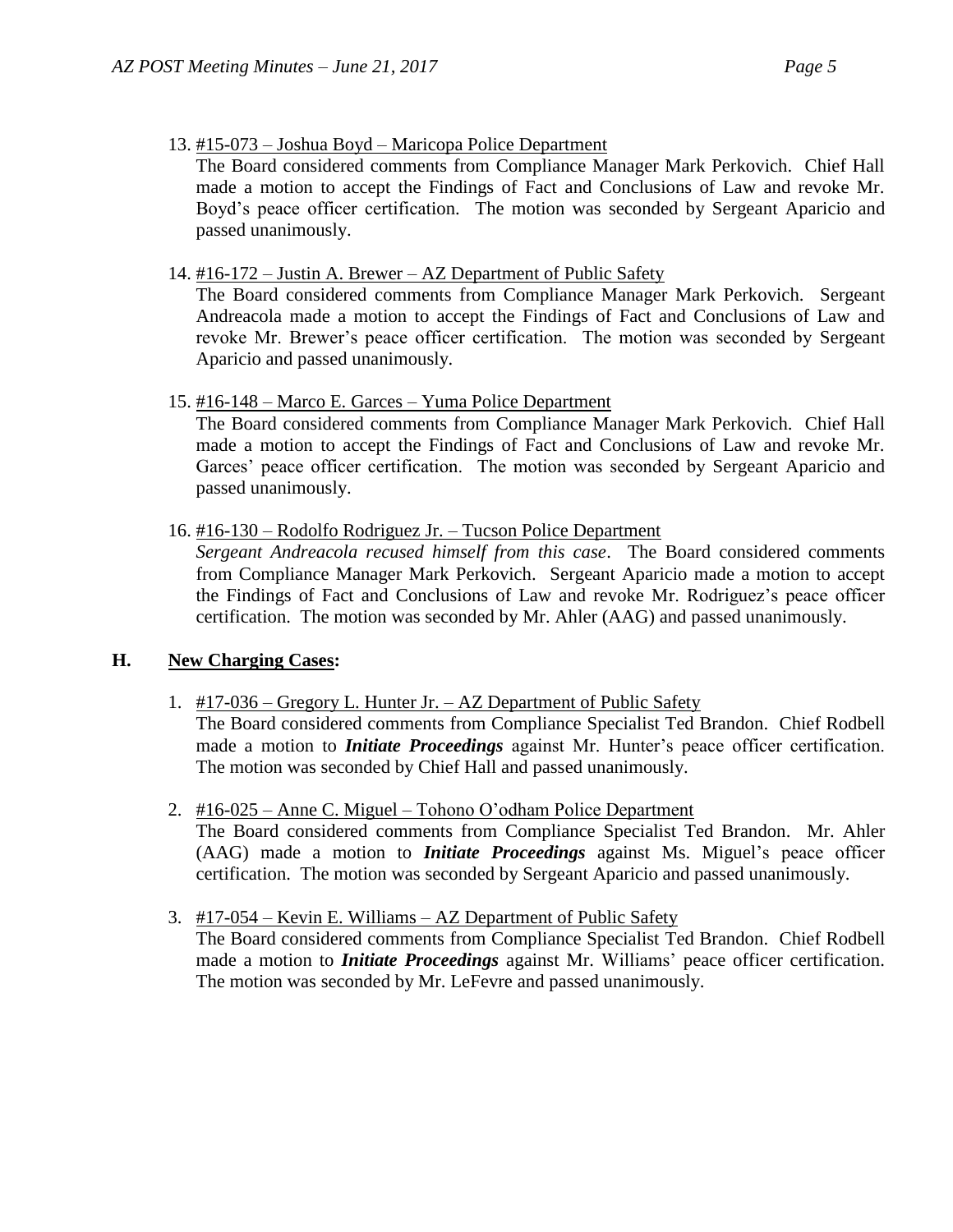13. #15-073 – Joshua Boyd – Maricopa Police Department
    The Board considered comments from Compliance Manager Mark Perkovich. Chief Hall made a motion to accept the Findings of Fact and Conclusions of Law and revoke Mr. Boyd's peace officer certification. The motion was seconded by Sergeant Aparicio and passed unanimously.

14. #16-172 – Justin A. Brewer – AZ Department of Public Safety
    The Board considered comments from Compliance Manager Mark Perkovich. Sergeant Andreacola made a motion to accept the Findings of Fact and Conclusions of Law and revoke Mr. Brewer's peace officer certification. The motion was seconded by Sergeant Aparicio and passed unanimously.

15. #16-148 – Marco E. Garces – Yuma Police Department
    The Board considered comments from Compliance Manager Mark Perkovich. Chief Hall made a motion to accept the Findings of Fact and Conclusions of Law and revoke Mr. Garces' peace officer certification. The motion was seconded by Sergeant Aparicio and passed unanimously.

16. #16-130 – Rodolfo Rodriguez Jr. – Tucson Police Department
    *Sergeant Andreacola recused himself from this case*. The Board considered comments from Compliance Manager Mark Perkovich. Sergeant Aparicio made a motion to accept the Findings of Fact and Conclusions of Law and revoke Mr. Rodriguez's peace officer certification. The motion was seconded by Mr. Ahler (AAG) and passed unanimously.

## H. New Charging Cases:

1. #17-036 – Gregory L. Hunter Jr. – AZ Department of Public Safety
   The Board considered comments from Compliance Specialist Ted Brandon. Chief Rodbell made a motion to ***Initiate Proceedings*** against Mr. Hunter's peace officer certification. The motion was seconded by Chief Hall and passed unanimously.

2. #16-025 – Anne C. Miguel – Tohono O'odham Police Department
   The Board considered comments from Compliance Specialist Ted Brandon. Mr. Ahler (AAG) made a motion to ***Initiate Proceedings*** against Ms. Miguel's peace officer certification. The motion was seconded by Sergeant Aparicio and passed unanimously.

3. #17-054 – Kevin E. Williams – AZ Department of Public Safety
   The Board considered comments from Compliance Specialist Ted Brandon. Chief Rodbell made a motion to ***Initiate Proceedings*** against Mr. Williams' peace officer certification. The motion was seconded by Mr. LeFevre and passed unanimously.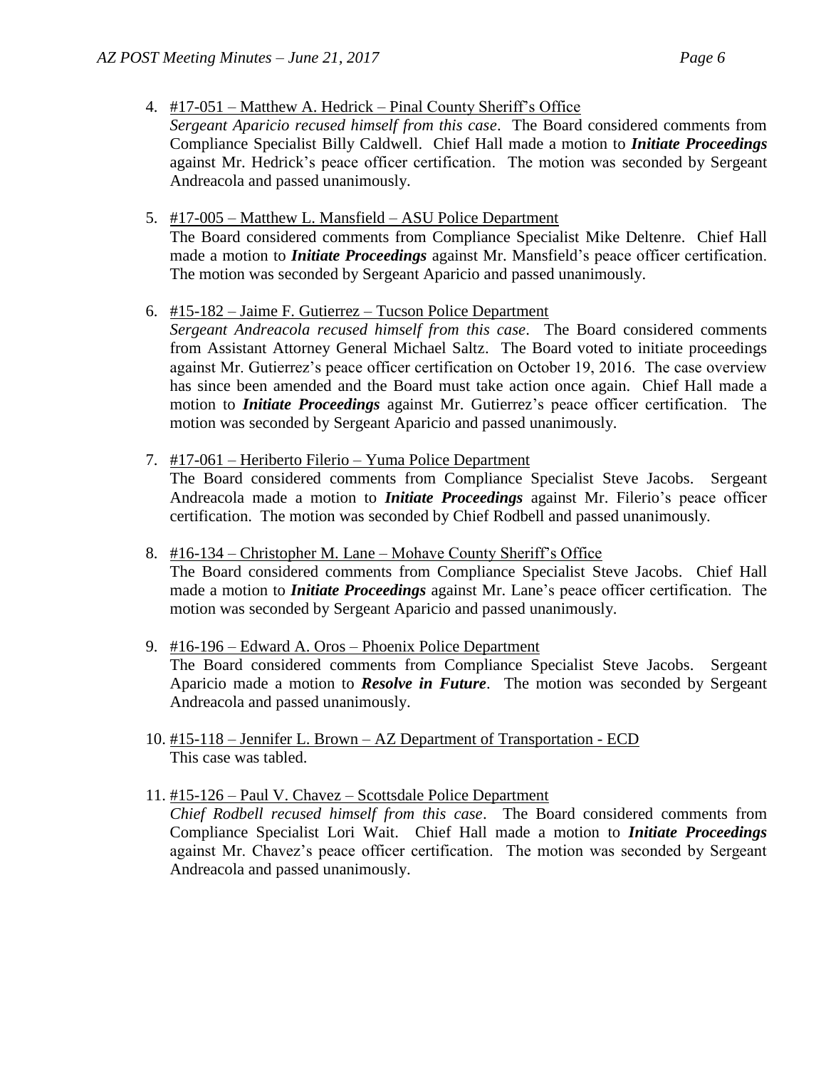4. #17-051 – Matthew A. Hedrick – Pinal County Sheriff's Office
   *Sergeant Aparicio recused himself from this case*. The Board considered comments from Compliance Specialist Billy Caldwell. Chief Hall made a motion to ***Initiate Proceedings*** against Mr. Hedrick's peace officer certification. The motion was seconded by Sergeant Andreacola and passed unanimously.

5. #17-005 – Matthew L. Mansfield – ASU Police Department
   The Board considered comments from Compliance Specialist Mike Deltenre. Chief Hall made a motion to ***Initiate Proceedings*** against Mr. Mansfield's peace officer certification. The motion was seconded by Sergeant Aparicio and passed unanimously.

6. #15-182 – Jaime F. Gutierrez – Tucson Police Department
   *Sergeant Andreacola recused himself from this case*. The Board considered comments from Assistant Attorney General Michael Saltz. The Board voted to initiate proceedings against Mr. Gutierrez's peace officer certification on October 19, 2016. The case overview has since been amended and the Board must take action once again. Chief Hall made a motion to ***Initiate Proceedings*** against Mr. Gutierrez's peace officer certification. The motion was seconded by Sergeant Aparicio and passed unanimously.

7. #17-061 – Heriberto Filerio – Yuma Police Department
   The Board considered comments from Compliance Specialist Steve Jacobs. Sergeant Andreacola made a motion to ***Initiate Proceedings*** against Mr. Filerio's peace officer certification. The motion was seconded by Chief Rodbell and passed unanimously.

8. #16-134 – Christopher M. Lane – Mohave County Sheriff's Office
   The Board considered comments from Compliance Specialist Steve Jacobs. Chief Hall made a motion to ***Initiate Proceedings*** against Mr. Lane's peace officer certification. The motion was seconded by Sergeant Aparicio and passed unanimously.

9. #16-196 – Edward A. Oros – Phoenix Police Department
   The Board considered comments from Compliance Specialist Steve Jacobs. Sergeant Aparicio made a motion to ***Resolve in Future***. The motion was seconded by Sergeant Andreacola and passed unanimously.

10. #15-118 – Jennifer L. Brown – AZ Department of Transportation - ECD
    This case was tabled.

11. #15-126 – Paul V. Chavez – Scottsdale Police Department
    *Chief Rodbell recused himself from this case*. The Board considered comments from Compliance Specialist Lori Wait. Chief Hall made a motion to ***Initiate Proceedings*** against Mr. Chavez's peace officer certification. The motion was seconded by Sergeant Andreacola and passed unanimously.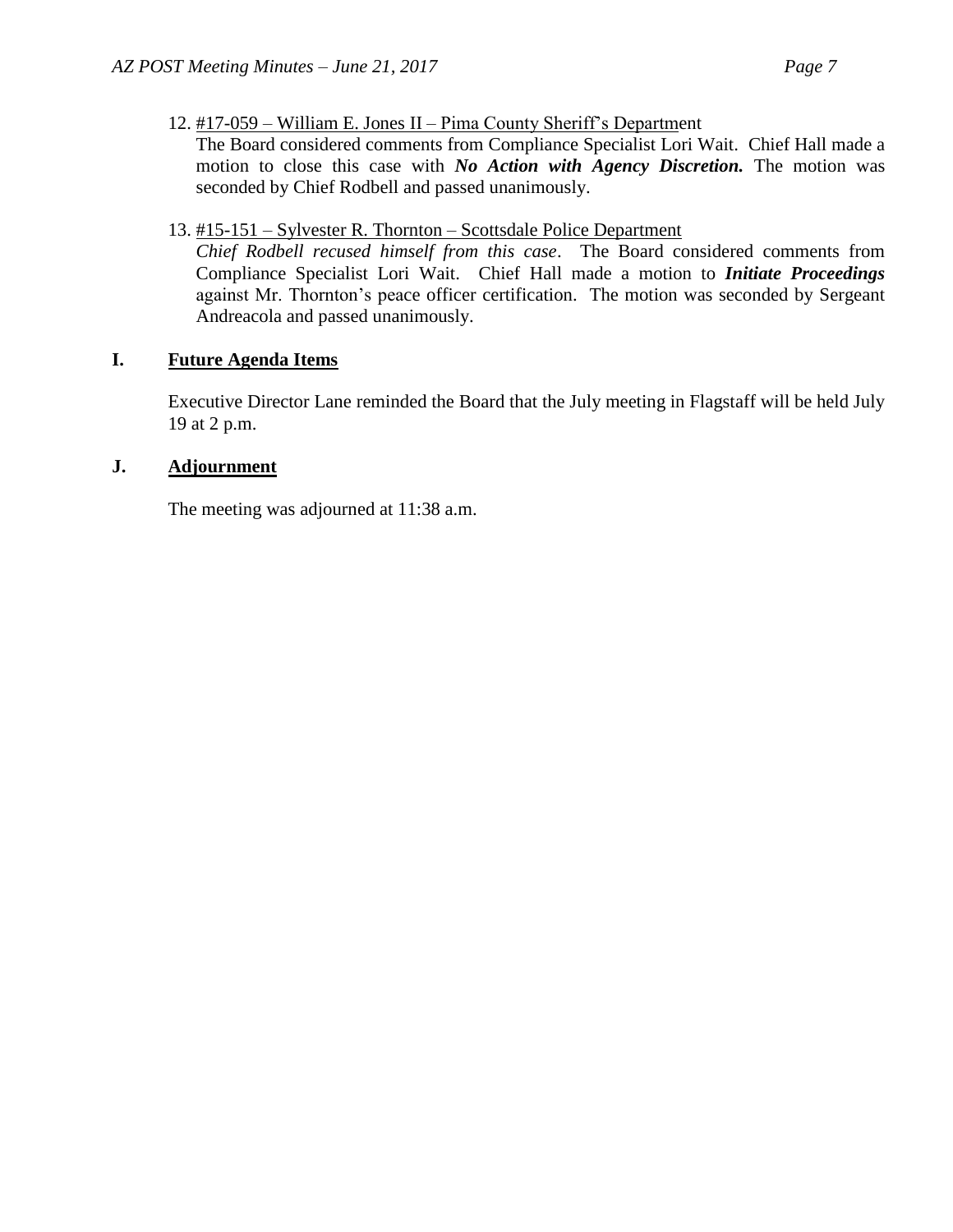12. <u>#17-059 – William E. Jones II – Pima County Sheriff's Department</u>
    The Board considered comments from Compliance Specialist Lori Wait. Chief Hall made a motion to close this case with ***No Action with Agency Discretion.*** The motion was seconded by Chief Rodbell and passed unanimously.

13. <u>#15-151 – Sylvester R. Thornton – Scottsdale Police Department</u>
    *Chief Rodbell recused himself from this case*. The Board considered comments from Compliance Specialist Lori Wait. Chief Hall made a motion to ***Initiate Proceedings*** against Mr. Thornton's peace officer certification. The motion was seconded by Sergeant Andreacola and passed unanimously.

## I. Future Agenda Items

Executive Director Lane reminded the Board that the July meeting in Flagstaff will be held July 19 at 2 p.m.

## J. Adjournment

The meeting was adjourned at 11:38 a.m.